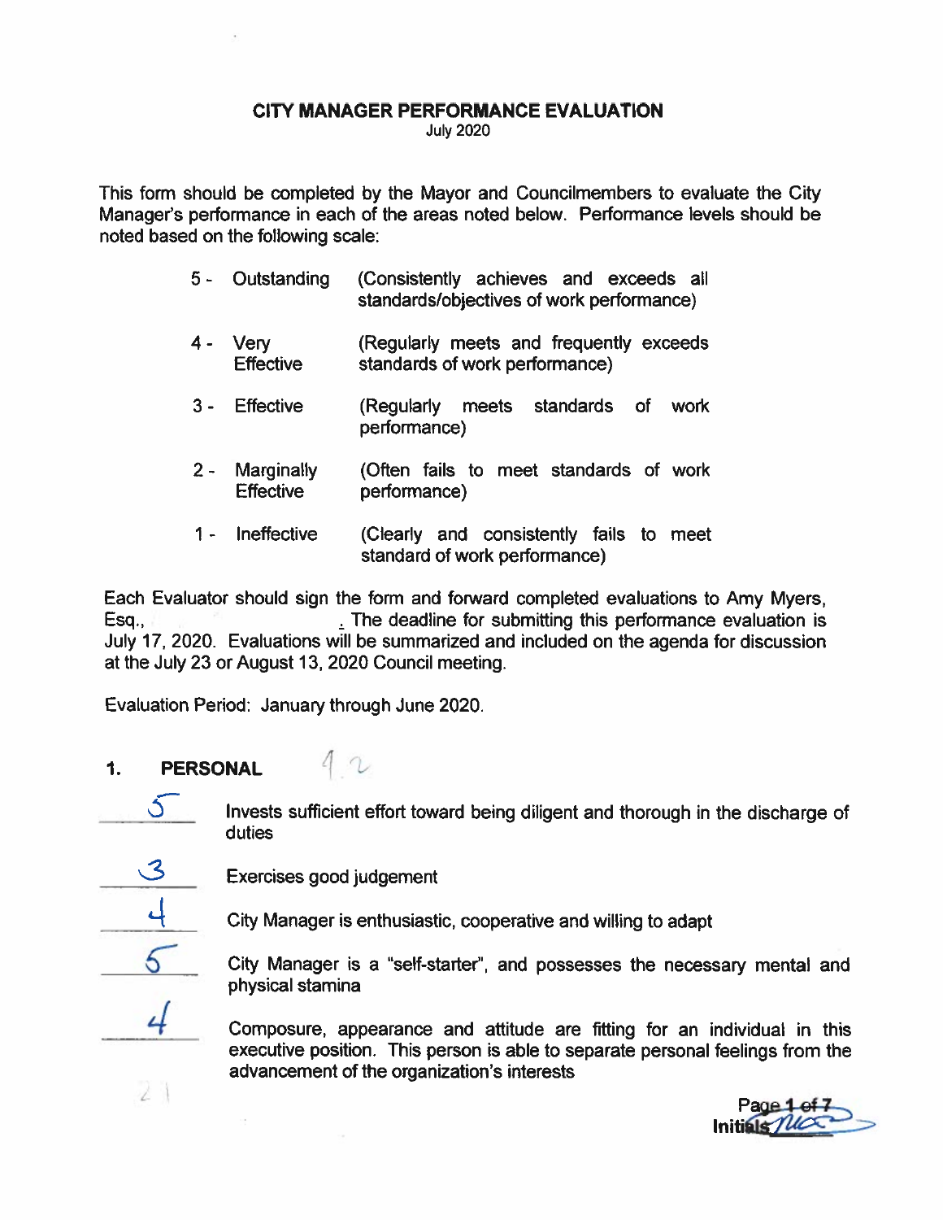# CITY MANAGER PERFORMANCE EVALUATION

July 2020

This form should be completed by the Mayor and Councilmembers to evaluate the City Manager's performance in each of the areas noted below. Performance levels should be noted based on the following scale:

| | | |
|---|---|---|
| 5 - | Outstanding | (Consistently achieves and exceeds all standards/objectives of work performance) |
| 4 - | Very Effective | (Regularly meets and frequently exceeds standards of work performance) |
| 3 - | Effective | (Regularly meets standards of work performance) |
| 2 - | Marginally Effective | (Often fails to meet standards of work performance) |
| 1 - | Ineffective | (Clearly and consistently fails to meet standard of work performance) |

Each Evaluator should sign the form and forward completed evaluations to Amy Myers, Esq., . The deadline for submitting this performance evaluation is July 17, 2020. Evaluations will be summarized and included on the agenda for discussion at the July 23 or August 13, 2020 Council meeting.

Evaluation Period: January through June 2020.

## 1. PERSONAL 4.2

5 Invests sufficient effort toward being diligent and thorough in the discharge of duties

3 Exercises good judgement

4 City Manager is enthusiastic, cooperative and willing to adapt

5 City Manager is a "self-starter", and possesses the necessary mental and physical stamina

4 Composure, appearance and attitude are fitting for an individual in this executive position. This person is able to separate personal feelings from the advancement of the organization's interests

21

Initials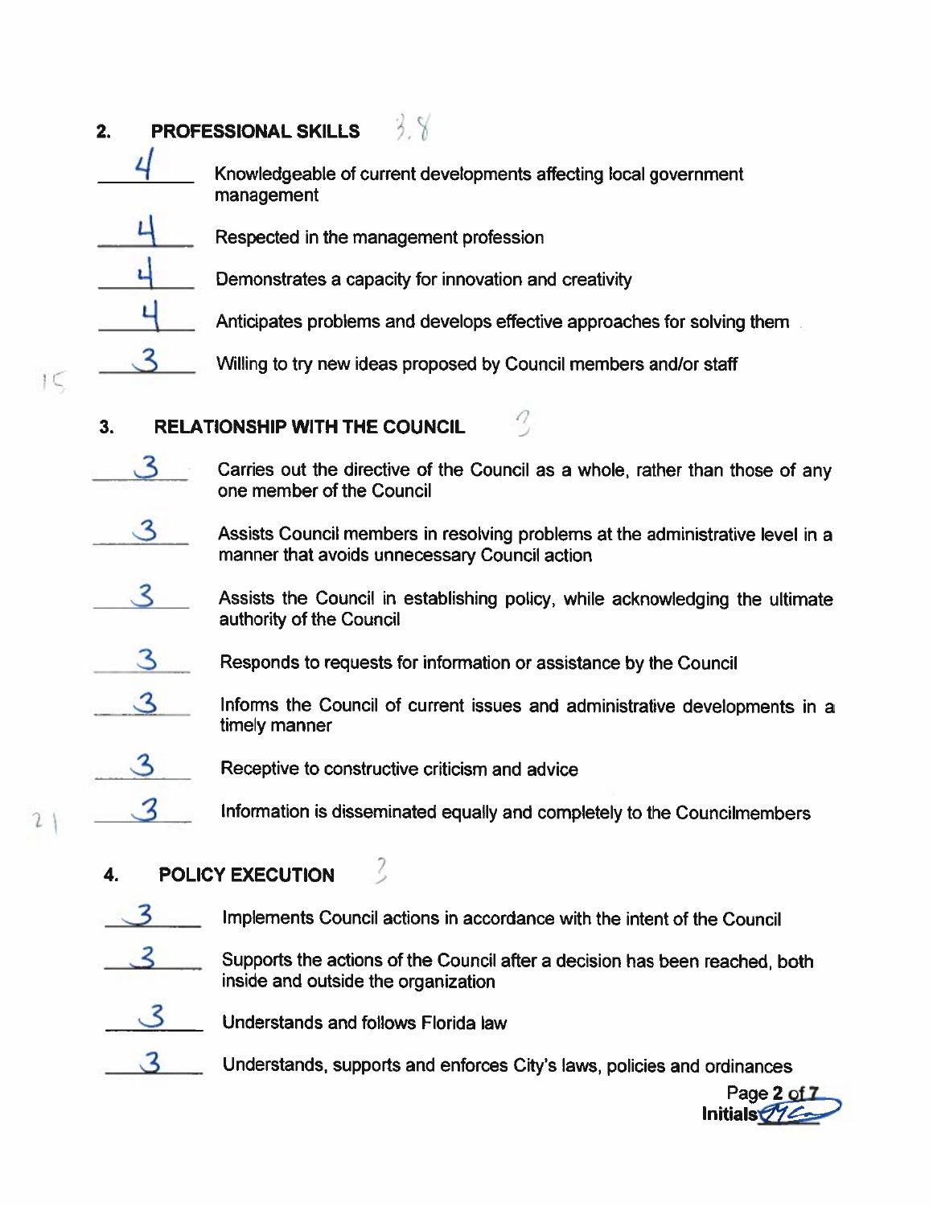## 2. PROFESSIONAL SKILLS 3.8

- 4 — Knowledgeable of current developments affecting local government management
- 4 — Respected in the management profession
- 4 — Demonstrates a capacity for innovation and creativity
- 4 — Anticipates problems and develops effective approaches for solving them
- 3 — Willing to try new ideas proposed by Council members and/or staff

15

## 3. RELATIONSHIP WITH THE COUNCIL 3

- 3 — Carries out the directive of the Council as a whole, rather than those of any one member of the Council
- 3 — Assists Council members in resolving problems at the administrative level in a manner that avoids unnecessary Council action
- 3 — Assists the Council in establishing policy, while acknowledging the ultimate authority of the Council
- 3 — Responds to requests for information or assistance by the Council
- 3 — Informs the Council of current issues and administrative developments in a timely manner
- 3 — Receptive to constructive criticism and advice
- 3 — Information is disseminated equally and completely to the Councilmembers

21

## 4. POLICY EXECUTION 3

- 3 — Implements Council actions in accordance with the intent of the Council
- 3 — Supports the actions of the Council after a decision has been reached, both inside and outside the organization
- 3 — Understands and follows Florida law
- 3 — Understands, supports and enforces City's laws, policies and ordinances

Initials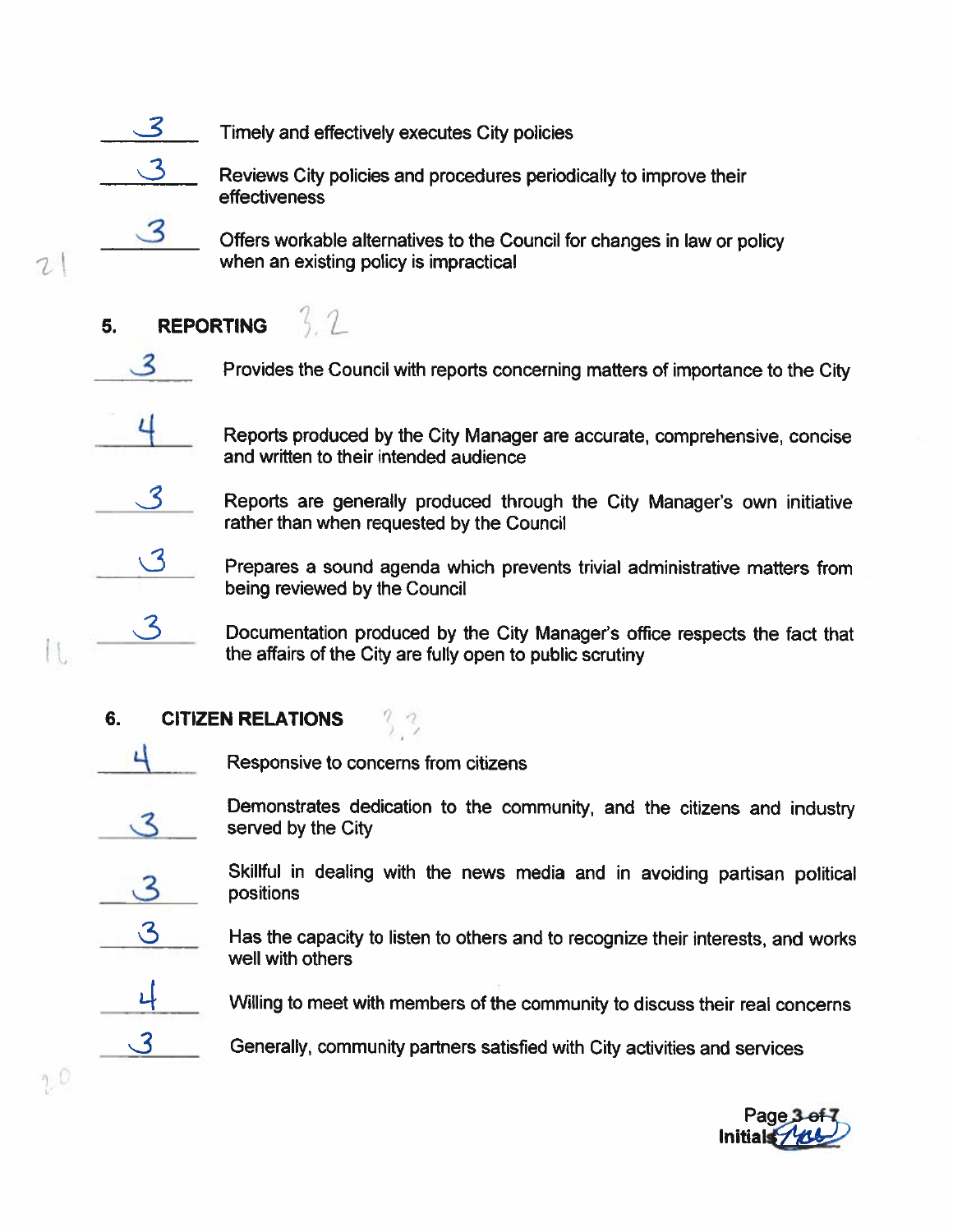3 Timely and effectively executes City policies

3 Reviews City policies and procedures periodically to improve their effectiveness

3 Offers workable alternatives to the Council for changes in law or policy when an existing policy is impractical

21

## 5. REPORTING 3.2

3 Provides the Council with reports concerning matters of importance to the City

4 Reports produced by the City Manager are accurate, comprehensive, concise and written to their intended audience

3 Reports are generally produced through the City Manager's own initiative rather than when requested by the Council

3 Prepares a sound agenda which prevents trivial administrative matters from being reviewed by the Council

3 Documentation produced by the City Manager's office respects the fact that the affairs of the City are fully open to public scrutiny

16

## 6. CITIZEN RELATIONS 3.3

4 Responsive to concerns from citizens

3 Demonstrates dedication to the community, and the citizens and industry served by the City

3 Skillful in dealing with the news media and in avoiding partisan political positions

3 Has the capacity to listen to others and to recognize their interests, and works well with others

4 Willing to meet with members of the community to discuss their real concerns

3 Generally, community partners satisfied with City activities and services

20

Initials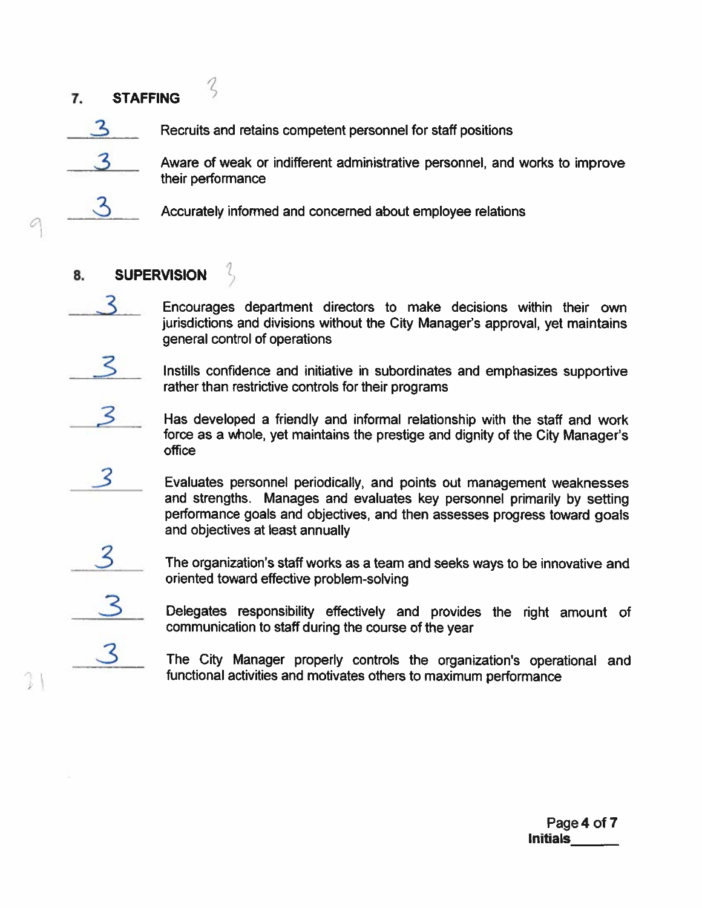## 7. STAFFING 3

- **3** Recruits and retains competent personnel for staff positions
- **3** Aware of weak or indifferent administrative personnel, and works to improve their performance
- **3** Accurately informed and concerned about employee relations

9

## 8. SUPERVISION 3

- **3** Encourages department directors to make decisions within their own jurisdictions and divisions without the City Manager's approval, yet maintains general control of operations
- **3** Instills confidence and initiative in subordinates and emphasizes supportive rather than restrictive controls for their programs
- **3** Has developed a friendly and informal relationship with the staff and work force as a whole, yet maintains the prestige and dignity of the City Manager's office
- **3** Evaluates personnel periodically, and points out management weaknesses and strengths. Manages and evaluates key personnel primarily by setting performance goals and objectives, and then assesses progress toward goals and objectives at least annually
- **3** The organization's staff works as a team and seeks ways to be innovative and oriented toward effective problem-solving
- **3** Delegates responsibility effectively and provides the right amount of communication to staff during the course of the year
- **3** The City Manager properly controls the organization's operational and functional activities and motivates others to maximum performance

21

Initials______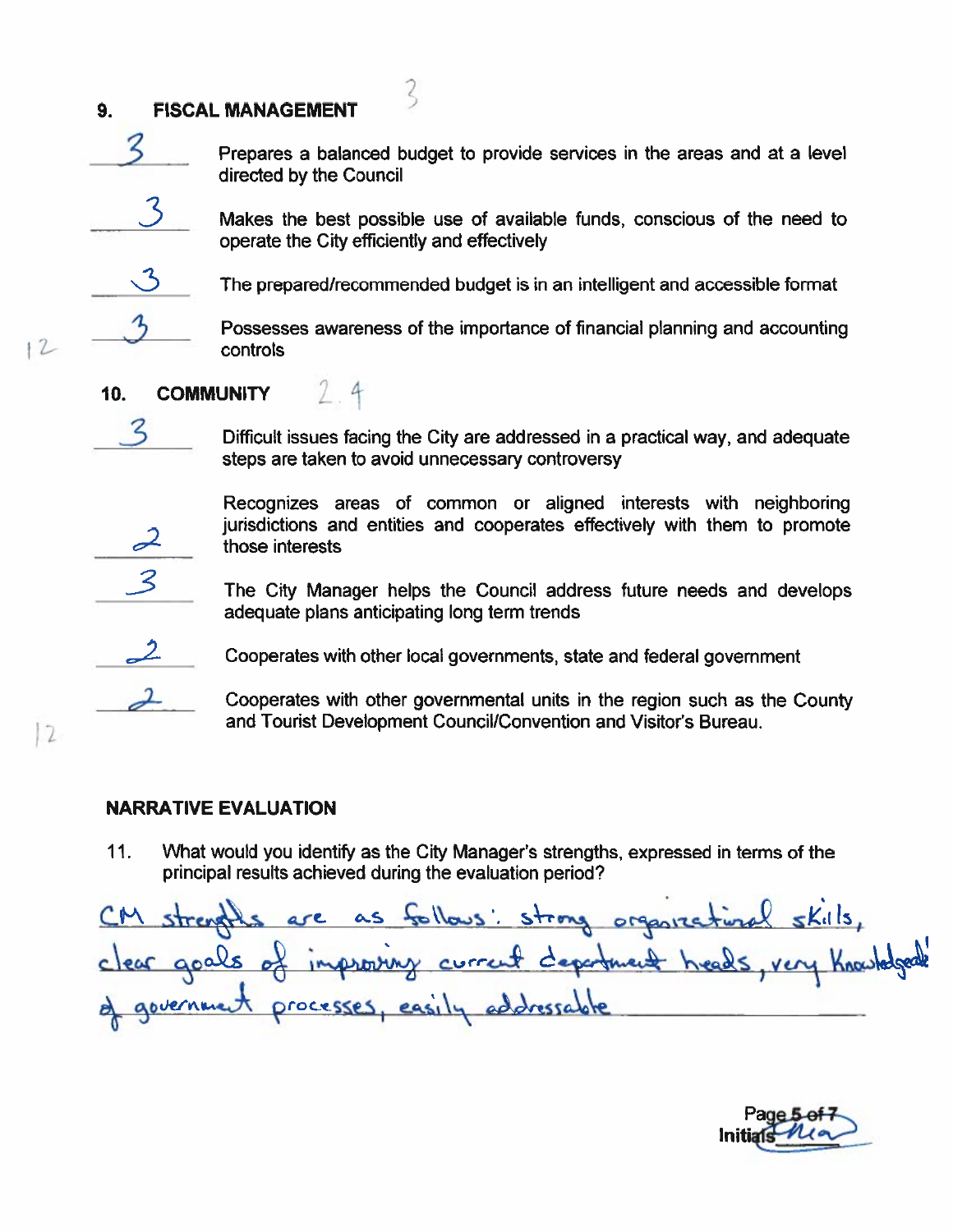## 9. FISCAL MANAGEMENT 3

**3** Prepares a balanced budget to provide services in the areas and at a level directed by the Council

**3** Makes the best possible use of available funds, conscious of the need to operate the City efficiently and effectively

**3** The prepared/recommended budget is in an intelligent and accessible format

**3** Possesses awareness of the importance of financial planning and accounting controls

12

## 10. COMMUNITY 2.4

**3** Difficult issues facing the City are addressed in a practical way, and adequate steps are taken to avoid unnecessary controversy

**2** Recognizes areas of common or aligned interests with neighboring jurisdictions and entities and cooperates effectively with them to promote those interests

**3** The City Manager helps the Council address future needs and develops adequate plans anticipating long term trends

**2** Cooperates with other local governments, state and federal government

**2** Cooperates with other governmental units in the region such as the County and Tourist Development Council/Convention and Visitor's Bureau.

12

## NARRATIVE EVALUATION

11. What would you identify as the City Manager's strengths, expressed in terms of the principal results achieved during the evaluation period?

CM strengths are as follows: strong organizational skills, clear goals of improving current department heads, very knowledgeable of government processes, easily addressable

Initials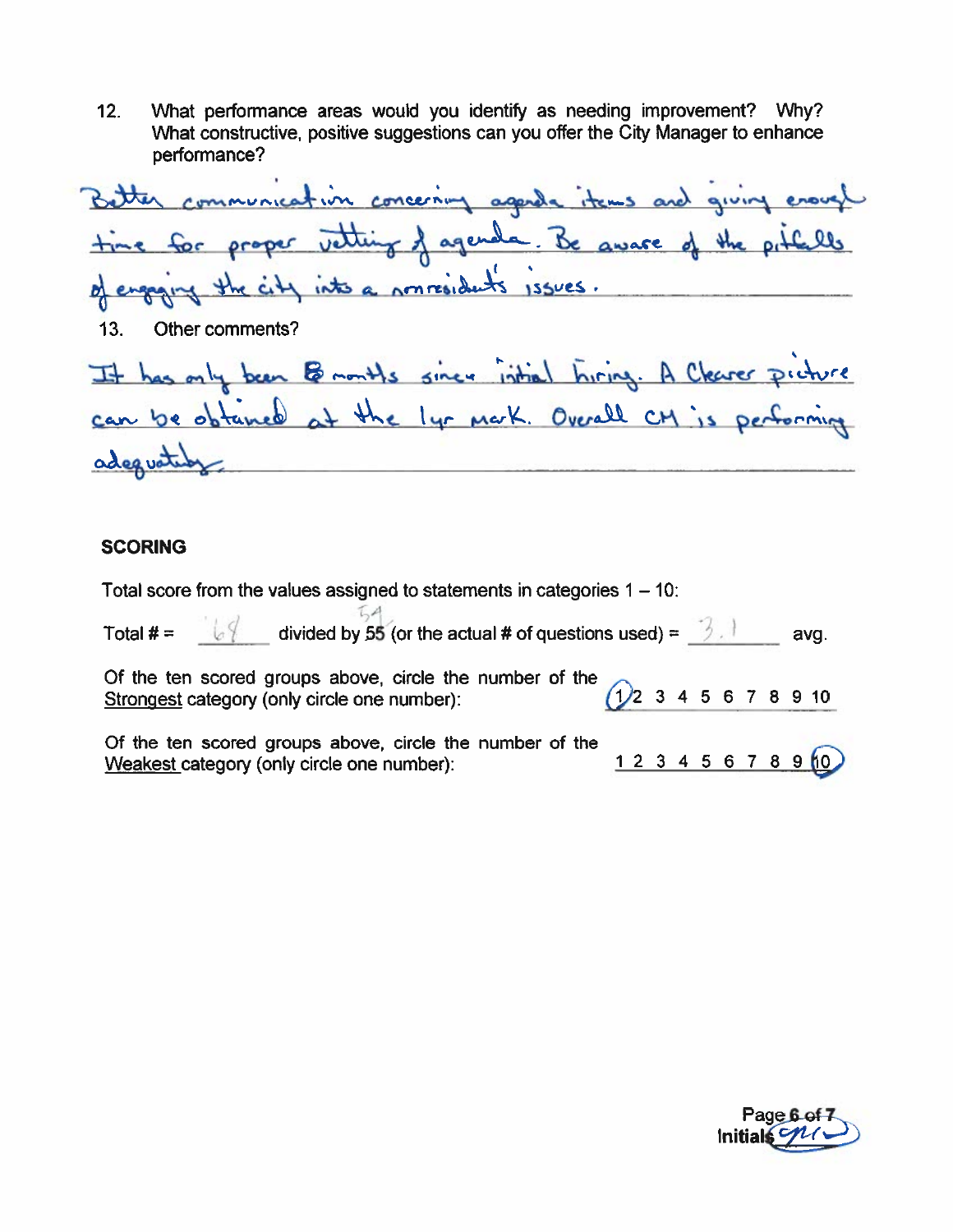12. What performance areas would you identify as needing improvement? Why? What constructive, positive suggestions can you offer the City Manager to enhance performance?

Better communication concerning agenda items and giving enough time for proper vetting of agenda. Be aware of the pitfalls of engaging the city into a nonresident's issues.

13. Other comments?

It has only been 8 months since initial hiring. A Clearer picture can be obtained at the 1yr mark. Overall CM is performing adequately.

## SCORING

Total score from the values assigned to statements in categories 1 – 10:

Total # = 68 divided by ~~55~~ 54 (or the actual # of questions used) = 3.1 avg.

Of the ten scored groups above, circle the number of the Strongest category (only circle one number): **(1)** 2 3 4 5 6 7 8 9 10

Of the ten scored groups above, circle the number of the Weakest category (only circle one number): 1 2 3 4 5 6 7 8 9 **(10)**

Initials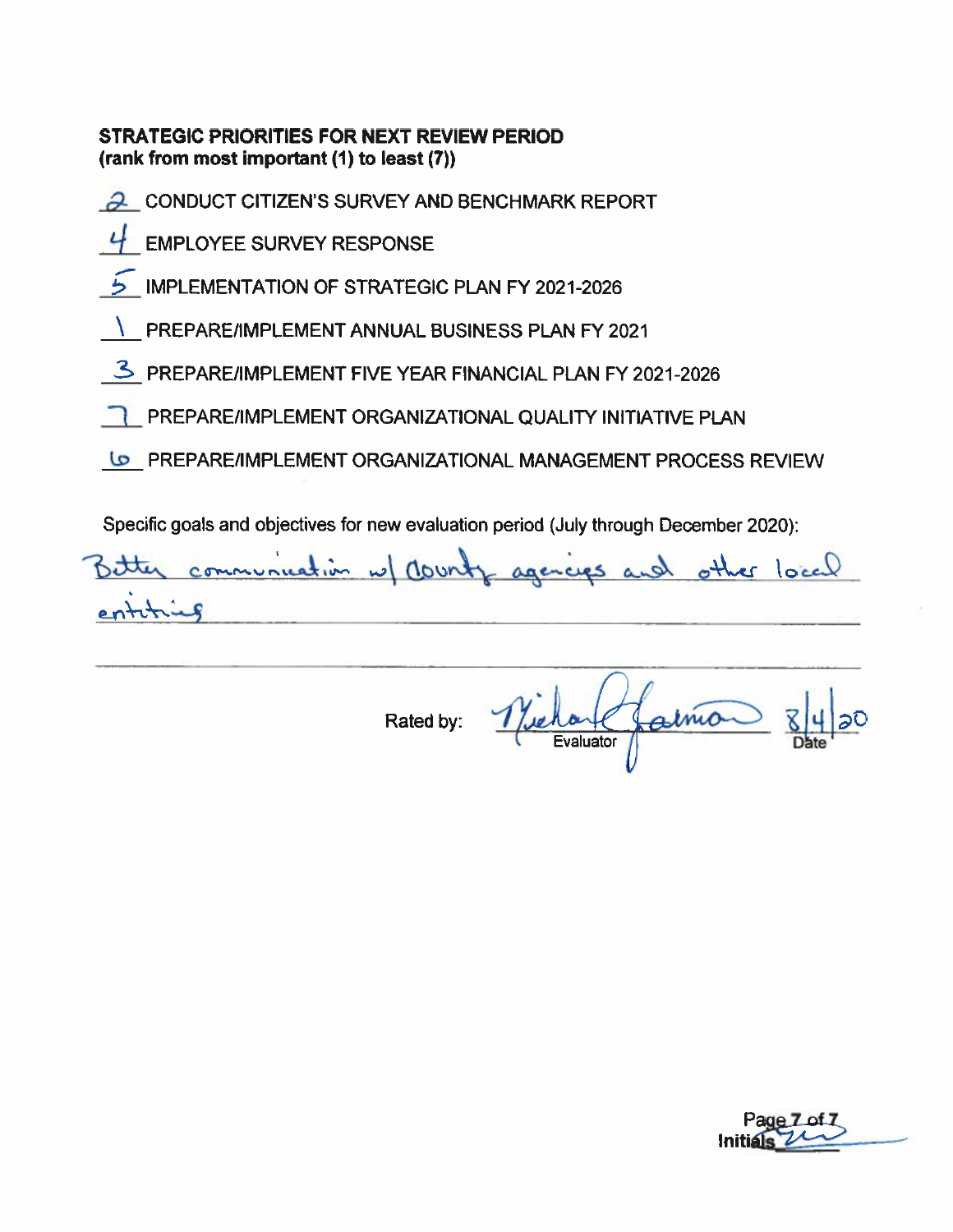**STRATEGIC PRIORITIES FOR NEXT REVIEW PERIOD**
**(rank from most important (1) to least (7))**

2 CONDUCT CITIZEN'S SURVEY AND BENCHMARK REPORT

4 EMPLOYEE SURVEY RESPONSE

5 IMPLEMENTATION OF STRATEGIC PLAN FY 2021-2026

1 PREPARE/IMPLEMENT ANNUAL BUSINESS PLAN FY 2021

3 PREPARE/IMPLEMENT FIVE YEAR FINANCIAL PLAN FY 2021-2026

7 PREPARE/IMPLEMENT ORGANIZATIONAL QUALITY INITIATIVE PLAN

6 PREPARE/IMPLEMENT ORGANIZATIONAL MANAGEMENT PROCESS REVIEW

Specific goals and objectives for new evaluation period (July through December 2020):

Better communication w/ county agencies and other local entities

Rated by: Michael Farmon (Evaluator) 8/4/20 (Date)

Initials